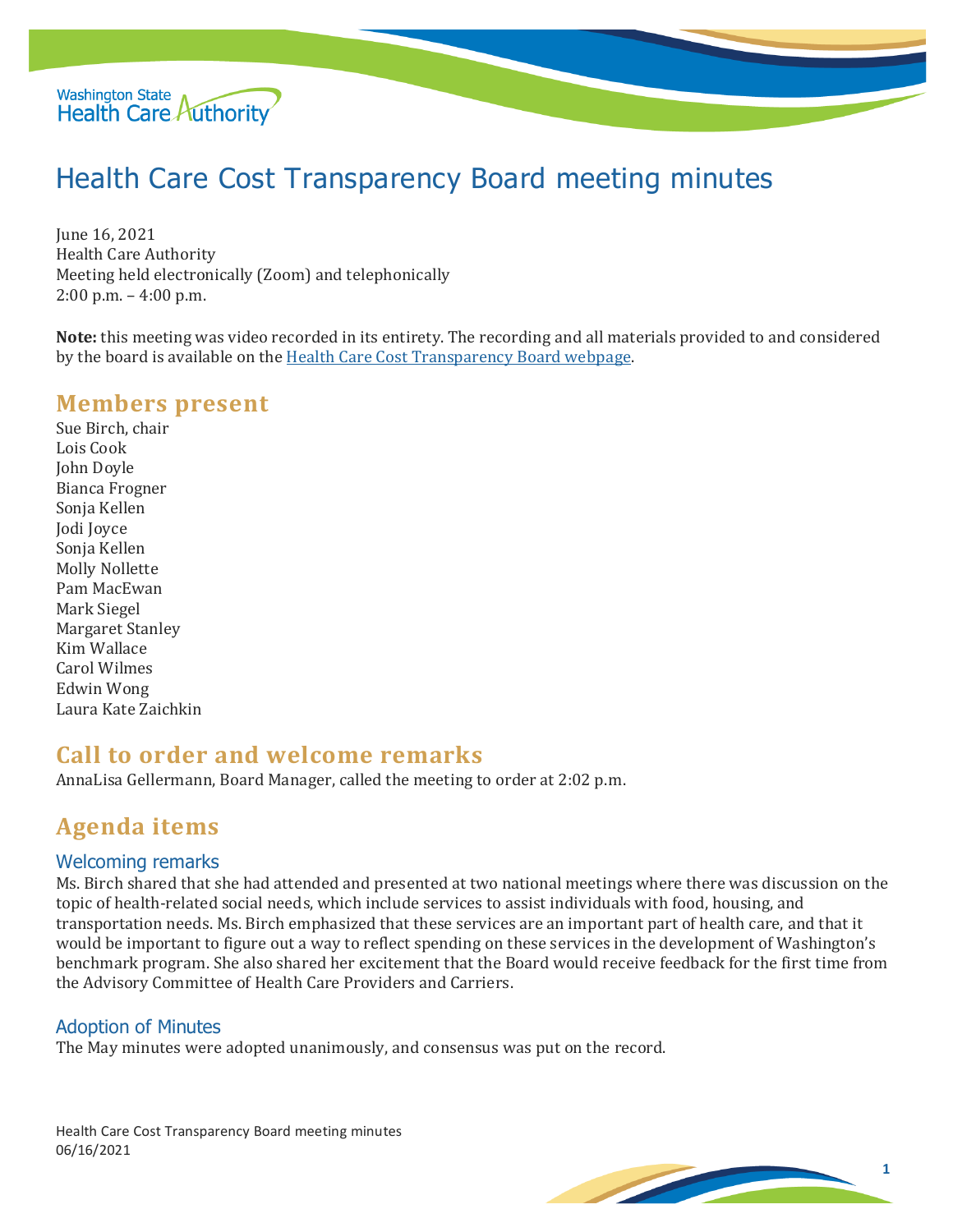# Health Care Cost Transparency Board meeting minutes

June 16, 2021
Health Care Authority
Meeting held electronically (Zoom) and telephonically
2:00 p.m. – 4:00 p.m.

**Note:** this meeting was video recorded in its entirety. The recording and all materials provided to and considered by the board is available on the Health Care Cost Transparency Board webpage.

## Members present

Sue Birch, chair
Lois Cook
John Doyle
Bianca Frogner
Sonja Kellen
Jodi Joyce
Sonja Kellen
Molly Nollette
Pam MacEwan
Mark Siegel
Margaret Stanley
Kim Wallace
Carol Wilmes
Edwin Wong
Laura Kate Zaichkin

## Call to order and welcome remarks

AnnaLisa Gellermann, Board Manager, called the meeting to order at 2:02 p.m.

## Agenda items

### Welcoming remarks

Ms. Birch shared that she had attended and presented at two national meetings where there was discussion on the topic of health-related social needs, which include services to assist individuals with food, housing, and transportation needs. Ms. Birch emphasized that these services are an important part of health care, and that it would be important to figure out a way to reflect spending on these services in the development of Washington's benchmark program. She also shared her excitement that the Board would receive feedback for the first time from the Advisory Committee of Health Care Providers and Carriers.

### Adoption of Minutes

The May minutes were adopted unanimously, and consensus was put on the record.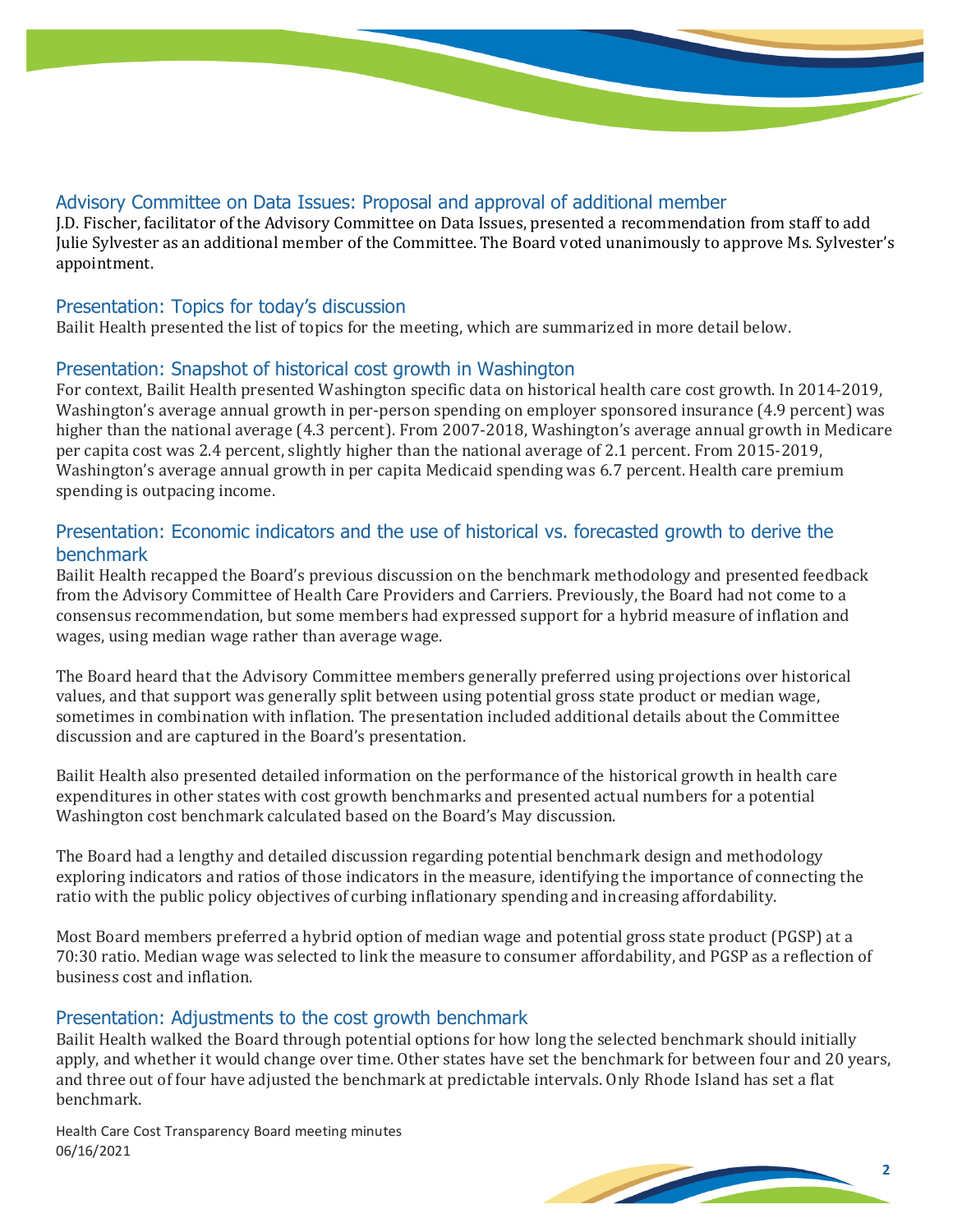## Advisory Committee on Data Issues: Proposal and approval of additional member

J.D. Fischer, facilitator of the Advisory Committee on Data Issues, presented a recommendation from staff to add Julie Sylvester as an additional member of the Committee. The Board voted unanimously to approve Ms. Sylvester's appointment.

## Presentation: Topics for today's discussion

Bailit Health presented the list of topics for the meeting, which are summarized in more detail below.

## Presentation: Snapshot of historical cost growth in Washington

For context, Bailit Health presented Washington specific data on historical health care cost growth. In 2014-2019, Washington's average annual growth in per-person spending on employer sponsored insurance (4.9 percent) was higher than the national average (4.3 percent). From 2007-2018, Washington's average annual growth in Medicare per capita cost was 2.4 percent, slightly higher than the national average of 2.1 percent. From 2015-2019, Washington's average annual growth in per capita Medicaid spending was 6.7 percent. Health care premium spending is outpacing income.

## Presentation: Economic indicators and the use of historical vs. forecasted growth to derive the benchmark

Bailit Health recapped the Board's previous discussion on the benchmark methodology and presented feedback from the Advisory Committee of Health Care Providers and Carriers. Previously, the Board had not come to a consensus recommendation, but some members had expressed support for a hybrid measure of inflation and wages, using median wage rather than average wage.

The Board heard that the Advisory Committee members generally preferred using projections over historical values, and that support was generally split between using potential gross state product or median wage, sometimes in combination with inflation. The presentation included additional details about the Committee discussion and are captured in the Board's presentation.

Bailit Health also presented detailed information on the performance of the historical growth in health care expenditures in other states with cost growth benchmarks and presented actual numbers for a potential Washington cost benchmark calculated based on the Board's May discussion.

The Board had a lengthy and detailed discussion regarding potential benchmark design and methodology exploring indicators and ratios of those indicators in the measure, identifying the importance of connecting the ratio with the public policy objectives of curbing inflationary spending and increasing affordability.

Most Board members preferred a hybrid option of median wage and potential gross state product (PGSP) at a 70:30 ratio. Median wage was selected to link the measure to consumer affordability, and PGSP as a reflection of business cost and inflation.

## Presentation: Adjustments to the cost growth benchmark

Bailit Health walked the Board through potential options for how long the selected benchmark should initially apply, and whether it would change over time. Other states have set the benchmark for between four and 20 years, and three out of four have adjusted the benchmark at predictable intervals. Only Rhode Island has set a flat benchmark.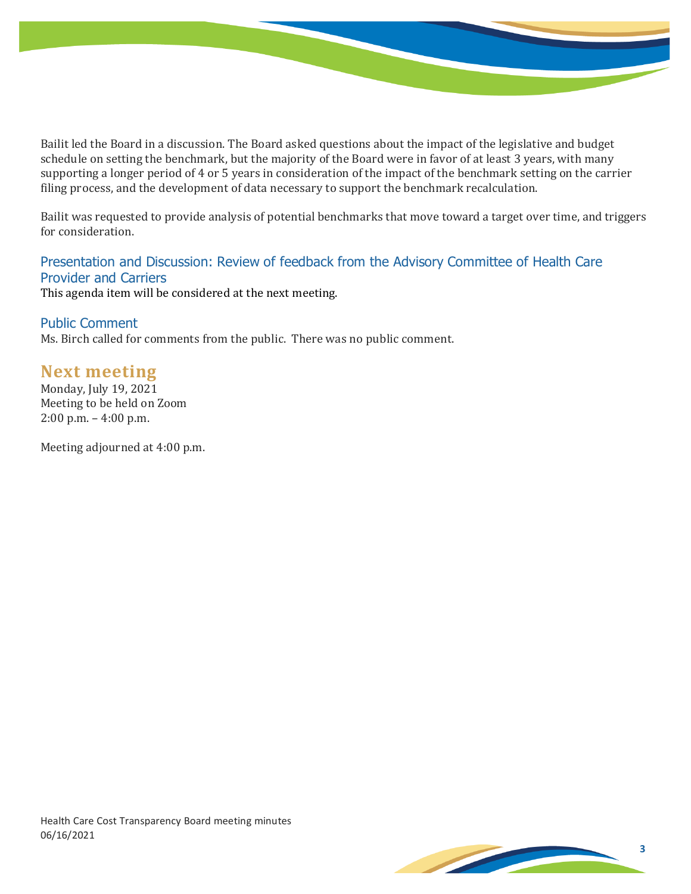Bailit led the Board in a discussion. The Board asked questions about the impact of the legislative and budget schedule on setting the benchmark, but the majority of the Board were in favor of at least 3 years, with many supporting a longer period of 4 or 5 years in consideration of the impact of the benchmark setting on the carrier filing process, and the development of data necessary to support the benchmark recalculation.

Bailit was requested to provide analysis of potential benchmarks that move toward a target over time, and triggers for consideration.

### Presentation and Discussion: Review of feedback from the Advisory Committee of Health Care Provider and Carriers

This agenda item will be considered at the next meeting.

### Public Comment

Ms. Birch called for comments from the public. There was no public comment.

## Next meeting

Monday, July 19, 2021
Meeting to be held on Zoom
2:00 p.m. – 4:00 p.m.

Meeting adjourned at 4:00 p.m.